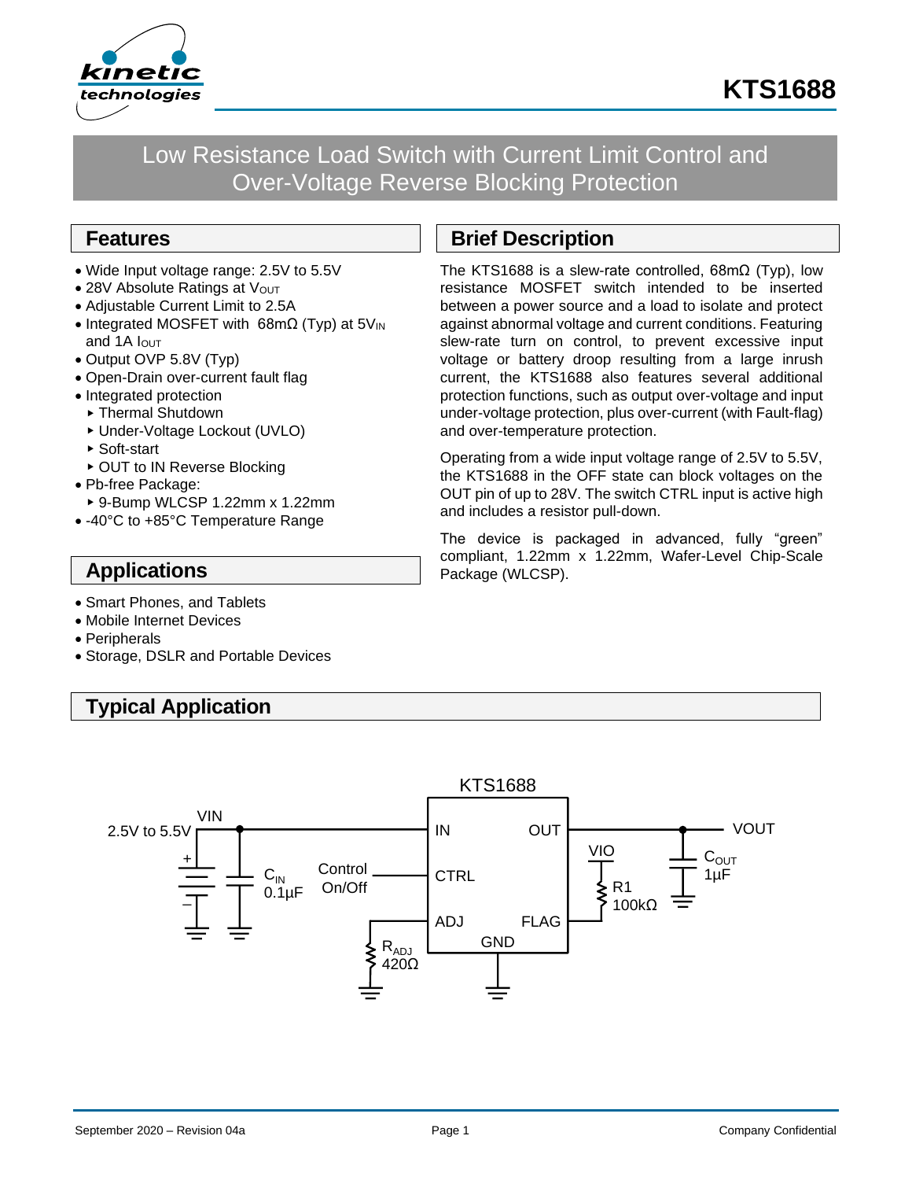# KTS1688

## Low Resistance Load Switch with Current Limit Control and Over-Voltage Reverse Blocking Protection

## Features

- Wide Input voltage range: 2.5V to 5.5V
- 28V Absolute Ratings at $V_{OUT}$
- Adjustable Current Limit to 2.5A
- Integrated MOSFET with 68mΩ (Typ) at $5V_{IN}$ and 1A $I_{OUT}$
- Output OVP 5.8V (Typ)
- Open-Drain over-current fault flag
- Integrated protection
  - Thermal Shutdown
  - Under-Voltage Lockout (UVLO)
  - Soft-start
  - OUT to IN Reverse Blocking
- Pb-free Package:
  - 9-Bump WLCSP 1.22mm x 1.22mm
- -40°C to +85°C Temperature Range

## Applications

- Smart Phones, and Tablets
- Mobile Internet Devices
- Peripherals
- Storage, DSLR and Portable Devices

## Brief Description

The KTS1688 is a slew-rate controlled, 68mΩ (Typ), low resistance MOSFET switch intended to be inserted between a power source and a load to isolate and protect against abnormal voltage and current conditions. Featuring slew-rate turn on control, to prevent excessive input voltage or battery droop resulting from a large inrush current, the KTS1688 also features several additional protection functions, such as output over-voltage and input under-voltage protection, plus over-current (with Fault-flag) and over-temperature protection.

Operating from a wide input voltage range of 2.5V to 5.5V, the KTS1688 in the OFF state can block voltages on the OUT pin of up to 28V. The switch CTRL input is active high and includes a resistor pull-down.

The device is packaged in advanced, fully "green" compliant, 1.22mm x 1.22mm, Wafer-Level Chip-Scale Package (WLCSP).

## Typical Application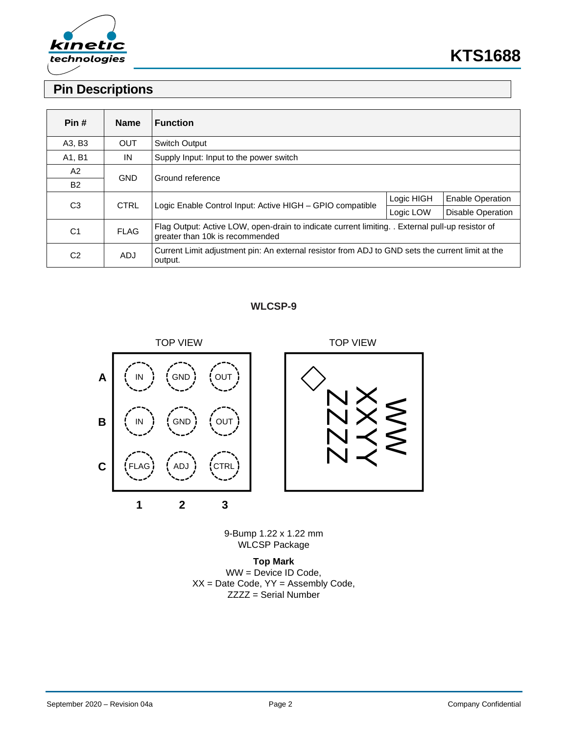## Pin Descriptions

| Pin # | Name | Function | | |
|---|---|---|---|---|
| A3, B3 | OUT | Switch Output | | |
| A1, B1 | IN | Supply Input: Input to the power switch | | |
| A2 | GND | Ground reference | | |
| B2 | | | | |
| C3 | CTRL | Logic Enable Control Input: Active HIGH – GPIO compatible | Logic HIGH | Enable Operation |
| | | | Logic LOW | Disable Operation |
| C1 | FLAG | Flag Output: Active LOW, open-drain to indicate current limiting. . External pull-up resistor of greater than 10k is recommended | | |
| C2 | ADJ | Current Limit adjustment pin: An external resistor from ADJ to GND sets the current limit at the output. | | |

**WLCSP-9**

TOP VIEW

| | 1 | 2 | 3 |
|---|---|---|---|
| A | IN | GND | OUT |
| B | IN | GND | OUT |
| C | FLAG | ADJ | CTRL |

TOP VIEW

ZZZZ XXYY WW

9-Bump 1.22 x 1.22 mm
WLCSP Package

**Top Mark**
WW = Device ID Code,
XX = Date Code, YY = Assembly Code,
ZZZZ = Serial Number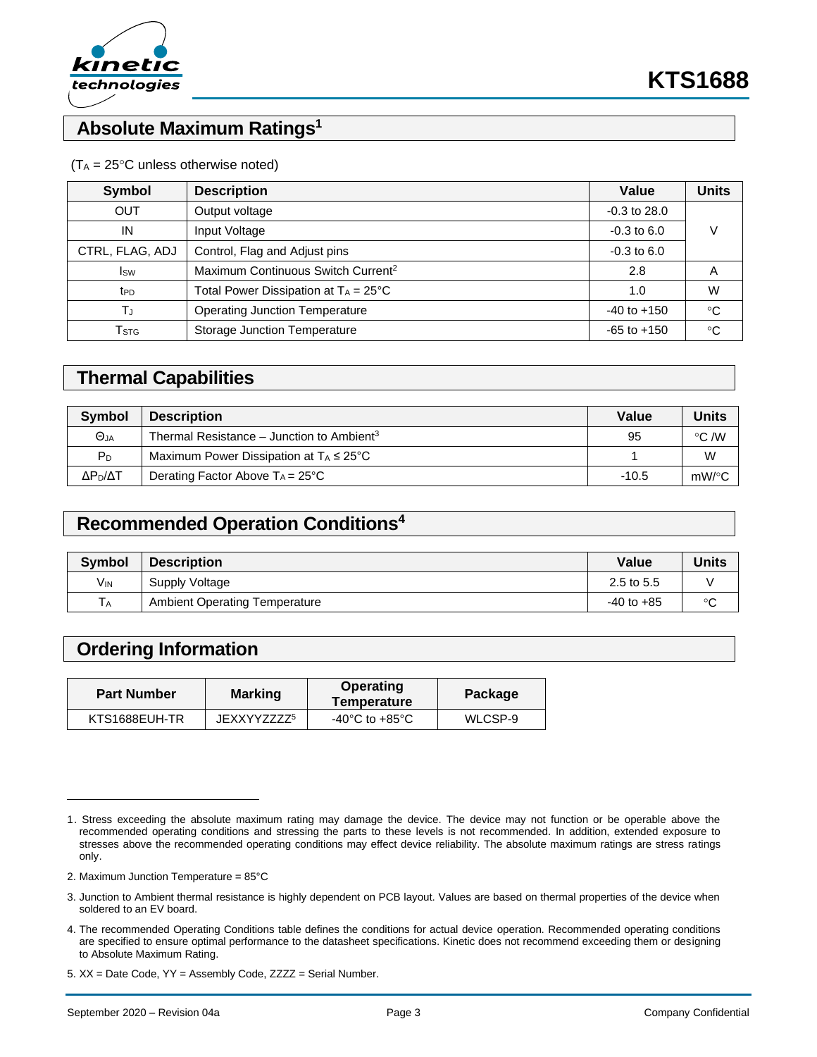## Absolute Maximum Ratings[1]

($T_A$ = 25°C unless otherwise noted)

| Symbol | Description | Value | Units |
|---|---|---|---|
| OUT | Output voltage | -0.3 to 28.0 | V |
| IN | Input Voltage | -0.3 to 6.0 | |
| CTRL, FLAG, ADJ | Control, Flag and Adjust pins | -0.3 to 6.0 | |
| $I_{SW}$ | Maximum Continuous Switch Current[2] | 2.8 | A |
| $t_{PD}$ | Total Power Dissipation at $T_A$ = 25°C | 1.0 | W |
| $T_J$ | Operating Junction Temperature | -40 to +150 | °C |
| $T_{STG}$ | Storage Junction Temperature | -65 to +150 | °C |

## Thermal Capabilities

| Symbol | Description | Value | Units |
|---|---|---|---|
| $\Theta_{JA}$ | Thermal Resistance – Junction to Ambient[3] | 95 | °C /W |
| $P_D$ | Maximum Power Dissipation at $T_A \leq$ 25°C | 1 | W |
| $\Delta P_D/\Delta T$ | Derating Factor Above $T_A$ = 25°C | -10.5 | mW/°C |

## Recommended Operation Conditions[4]

| Symbol | Description | Value | Units |
|---|---|---|---|
| $V_{IN}$ | Supply Voltage | 2.5 to 5.5 | V |
| $T_A$ | Ambient Operating Temperature | -40 to +85 | °C |

## Ordering Information

| Part Number | Marking | Operating Temperature | Package |
|---|---|---|---|
| KTS1688EUH-TR | JEXXYYZZZZ[5] | -40°C to +85°C | WLCSP-9 |

---

1. Stress exceeding the absolute maximum rating may damage the device. The device may not function or be operable above the recommended operating conditions and stressing the parts to these levels is not recommended. In addition, extended exposure to stresses above the recommended operating conditions may effect device reliability. The absolute maximum ratings are stress ratings only.
2. Maximum Junction Temperature = 85°C
3. Junction to Ambient thermal resistance is highly dependent on PCB layout. Values are based on thermal properties of the device when soldered to an EV board.
4. The recommended Operating Conditions table defines the conditions for actual device operation. Recommended operating conditions are specified to ensure optimal performance to the datasheet specifications. Kinetic does not recommend exceeding them or designing to Absolute Maximum Rating.
5. XX = Date Code, YY = Assembly Code, ZZZZ = Serial Number.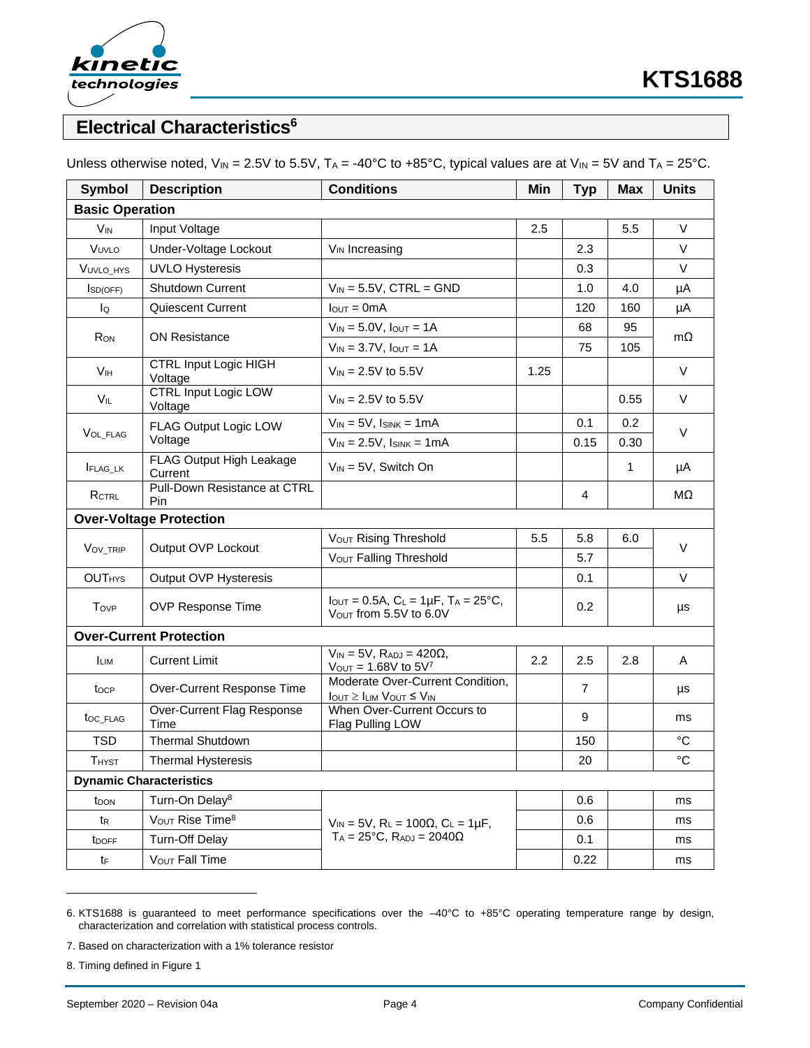## Electrical Characteristics[6]

Unless otherwise noted, $V_{IN}$ = 2.5V to 5.5V, $T_A$ = -40°C to +85°C, typical values are at $V_{IN}$ = 5V and $T_A$ = 25°C.

| Symbol | Description | Conditions | Min | Typ | Max | Units |
|---|---|---|---|---|---|---|
| **Basic Operation** | | | | | | |
| $V_{IN}$ | Input Voltage | | 2.5 | | 5.5 | V |
| $V_{UVLO}$ | Under-Voltage Lockout | $V_{IN}$ Increasing | | 2.3 | | V |
| $V_{UVLO\_HYS}$ | UVLO Hysteresis | | | 0.3 | | V |
| $I_{SD(OFF)}$ | Shutdown Current | $V_{IN}$ = 5.5V, CTRL = GND | | 1.0 | 4.0 | µA |
| $I_Q$ | Quiescent Current | $I_{OUT}$ = 0mA | | 120 | 160 | µA |
| $R_{ON}$ | ON Resistance | $V_{IN}$ = 5.0V, $I_{OUT}$ = 1A | | 68 | 95 | mΩ |
| | | $V_{IN}$ = 3.7V, $I_{OUT}$ = 1A | | 75 | 105 | |
| $V_{IH}$ | CTRL Input Logic HIGH Voltage | $V_{IN}$ = 2.5V to 5.5V | 1.25 | | | V |
| $V_{IL}$ | CTRL Input Logic LOW Voltage | $V_{IN}$ = 2.5V to 5.5V | | | 0.55 | V |
| $V_{OL\_FLAG}$ | FLAG Output Logic LOW Voltage | $V_{IN}$ = 5V, $I_{SINK}$ = 1mA | | 0.1 | 0.2 | V |
| | | $V_{IN}$ = 2.5V, $I_{SINK}$ = 1mA | | 0.15 | 0.30 | |
| $I_{FLAG\_LK}$ | FLAG Output High Leakage Current | $V_{IN}$ = 5V, Switch On | | | 1 | µA |
| $R_{CTRL}$ | Pull-Down Resistance at CTRL Pin | | | 4 | | MΩ |
| **Over-Voltage Protection** | | | | | | |
| $V_{OV\_TRIP}$ | Output OVP Lockout | $V_{OUT}$ Rising Threshold | 5.5 | 5.8 | 6.0 | V |
| | | $V_{OUT}$ Falling Threshold | | 5.7 | | |
| $OUT_{HYS}$ | Output OVP Hysteresis | | | 0.1 | | V |
| $T_{OVP}$ | OVP Response Time | $I_{OUT}$ = 0.5A, $C_L$ = 1µF, $T_A$ = 25°C, $V_{OUT}$ from 5.5V to 6.0V | | 0.2 | | µs |
| **Over-Current Protection** | | | | | | |
| $I_{LIM}$ | Current Limit | $V_{IN}$ = 5V, $R_{ADJ}$ = 420Ω, $V_{OUT}$ = 1.68V to 5V[7] | 2.2 | 2.5 | 2.8 | A |
| $t_{OCP}$ | Over-Current Response Time | Moderate Over-Current Condition, $I_{OUT} \geq I_{LIM}$ $V_{OUT} \leq V_{IN}$ | | 7 | | µs |
| $t_{OC\_FLAG}$ | Over-Current Flag Response Time | When Over-Current Occurs to Flag Pulling LOW | | 9 | | ms |
| TSD | Thermal Shutdown | | | 150 | | °C |
| $T_{HYST}$ | Thermal Hysteresis | | | 20 | | °C |
| **Dynamic Characteristics** | | | | | | |
| $t_{DON}$ | Turn-On Delay[8] | $V_{IN}$ = 5V, $R_L$ = 100Ω, $C_L$ = 1µF, $T_A$ = 25°C, $R_{ADJ}$ = 2040Ω | | 0.6 | | ms |
| $t_R$ | $V_{OUT}$ Rise Time[8] | | | 0.6 | | ms |
| $t_{DOFF}$ | Turn-Off Delay | | | 0.1 | | ms |
| $t_F$ | $V_{OUT}$ Fall Time | | | 0.22 | | ms |

6. KTS1688 is guaranteed to meet performance specifications over the –40°C to +85°C operating temperature range by design, characterization and correlation with statistical process controls.

7. Based on characterization with a 1% tolerance resistor

8. Timing defined in Figure 1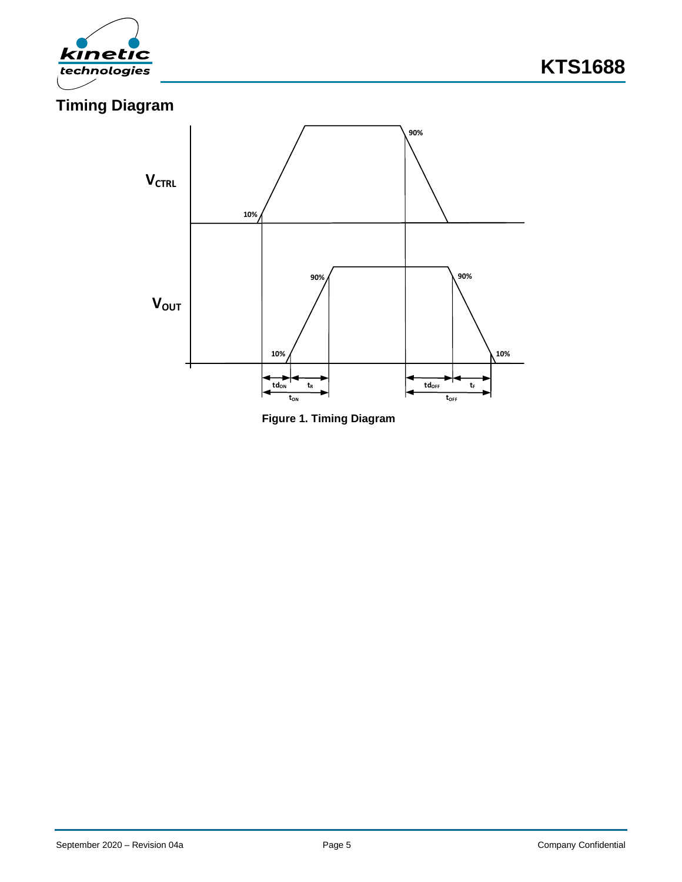## Timing Diagram

**Figure 1. Timing Diagram**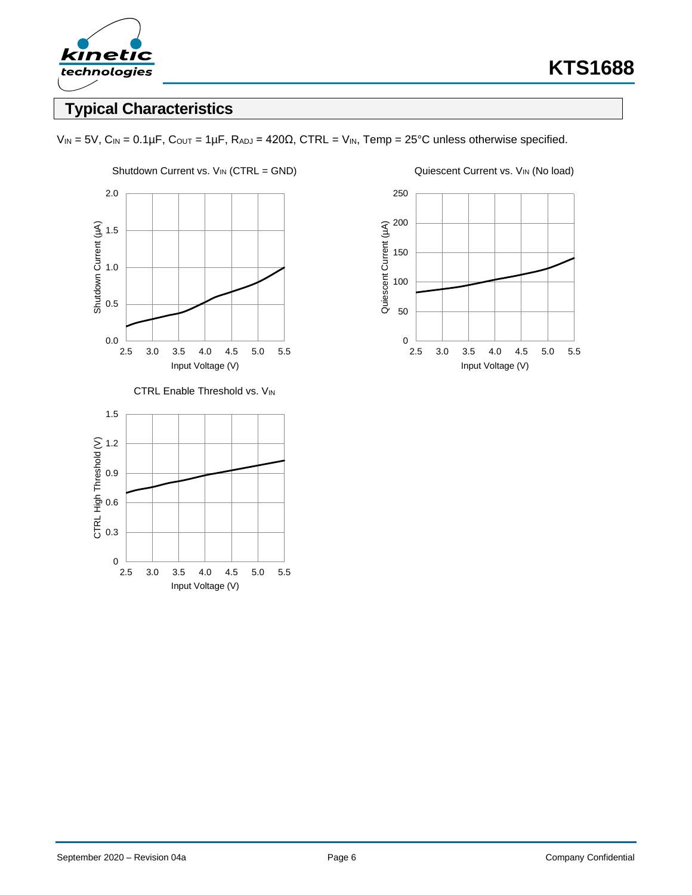## Typical Characteristics

$V_{IN}$ = 5V, $C_{IN}$ = 0.1µF, $C_{OUT}$ = 1µF, $R_{ADJ}$ = 420Ω, CTRL = $V_{IN}$, Temp = 25°C unless otherwise specified.

Shutdown Current vs. $V_{IN}$ (CTRL = GND)

Quiescent Current vs. $V_{IN}$ (No load)

CTRL Enable Threshold vs. $V_{IN}$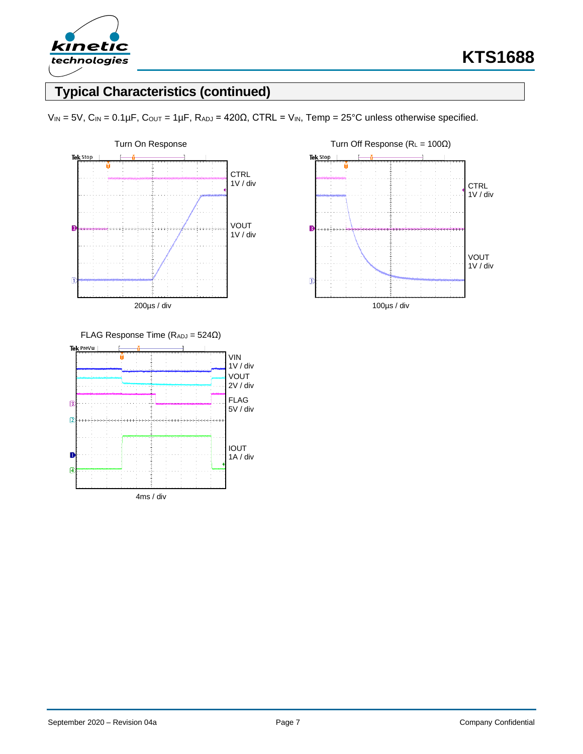## Typical Characteristics (continued)

$V_{IN}$ = 5V, $C_{IN}$ = 0.1µF, $C_{OUT}$ = 1µF, $R_{ADJ}$ = 420Ω, CTRL = $V_{IN}$, Temp = 25°C unless otherwise specified.

Turn On Response

CTRL 1V / div

VOUT 1V / div

200µs / div

Turn Off Response ($R_L$ = 100Ω)

CTRL 1V / div

VOUT 1V / div

100µs / div

FLAG Response Time ($R_{ADJ}$ = 524Ω)

VIN 1V / div

VOUT 2V / div

FLAG 5V / div

IOUT 1A / div

4ms / div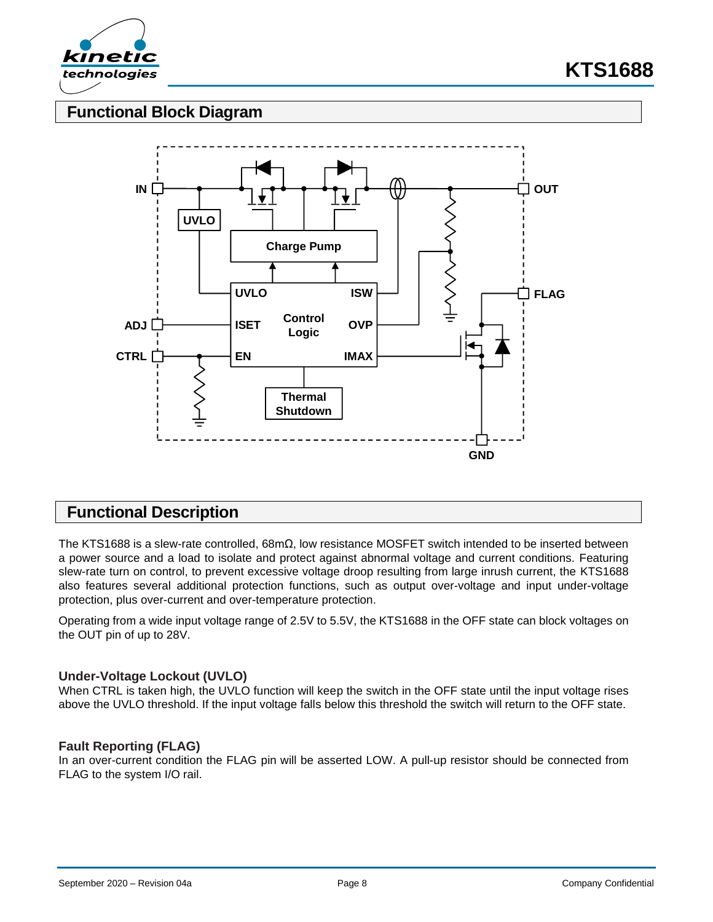## Functional Block Diagram

## Functional Description

The KTS1688 is a slew-rate controlled, 68mΩ, low resistance MOSFET switch intended to be inserted between a power source and a load to isolate and protect against abnormal voltage and current conditions. Featuring slew-rate turn on control, to prevent excessive voltage droop resulting from large inrush current, the KTS1688 also features several additional protection functions, such as output over-voltage and input under-voltage protection, plus over-current and over-temperature protection.

Operating from a wide input voltage range of 2.5V to 5.5V, the KTS1688 in the OFF state can block voltages on the OUT pin of up to 28V.

### Under-Voltage Lockout (UVLO)

When CTRL is taken high, the UVLO function will keep the switch in the OFF state until the input voltage rises above the UVLO threshold. If the input voltage falls below this threshold the switch will return to the OFF state.

### Fault Reporting (FLAG)

In an over-current condition the FLAG pin will be asserted LOW. A pull-up resistor should be connected from FLAG to the system I/O rail.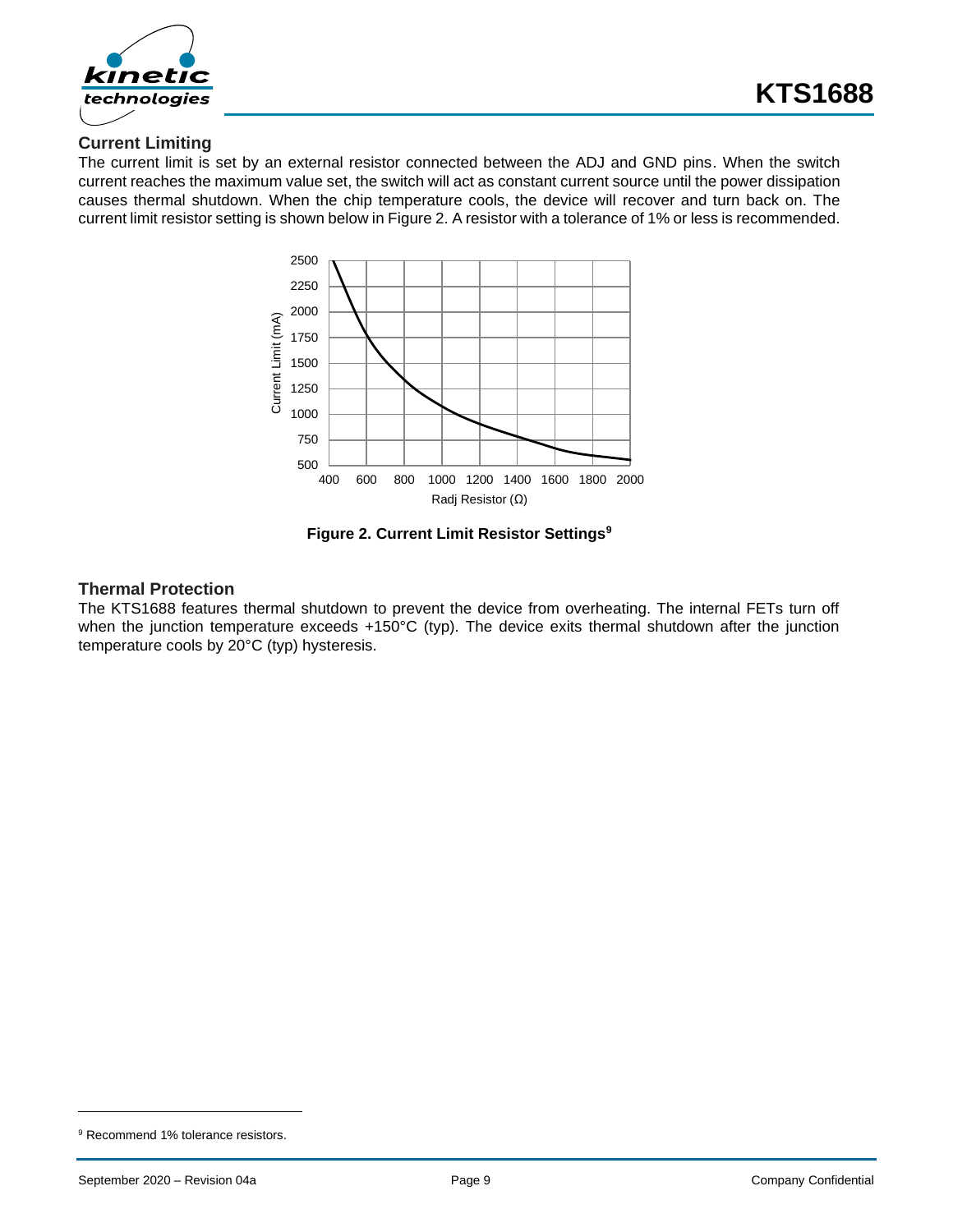## Current Limiting

The current limit is set by an external resistor connected between the ADJ and GND pins. When the switch current reaches the maximum value set, the switch will act as constant current source until the power dissipation causes thermal shutdown. When the chip temperature cools, the device will recover and turn back on. The current limit resistor setting is shown below in Figure 2. A resistor with a tolerance of 1% or less is recommended.

**Figure 2. Current Limit Resistor Settings**[9]

## Thermal Protection

The KTS1688 features thermal shutdown to prevent the device from overheating. The internal FETs turn off when the junction temperature exceeds +150°C (typ). The device exits thermal shutdown after the junction temperature cools by 20°C (typ) hysteresis.

[9] Recommend 1% tolerance resistors.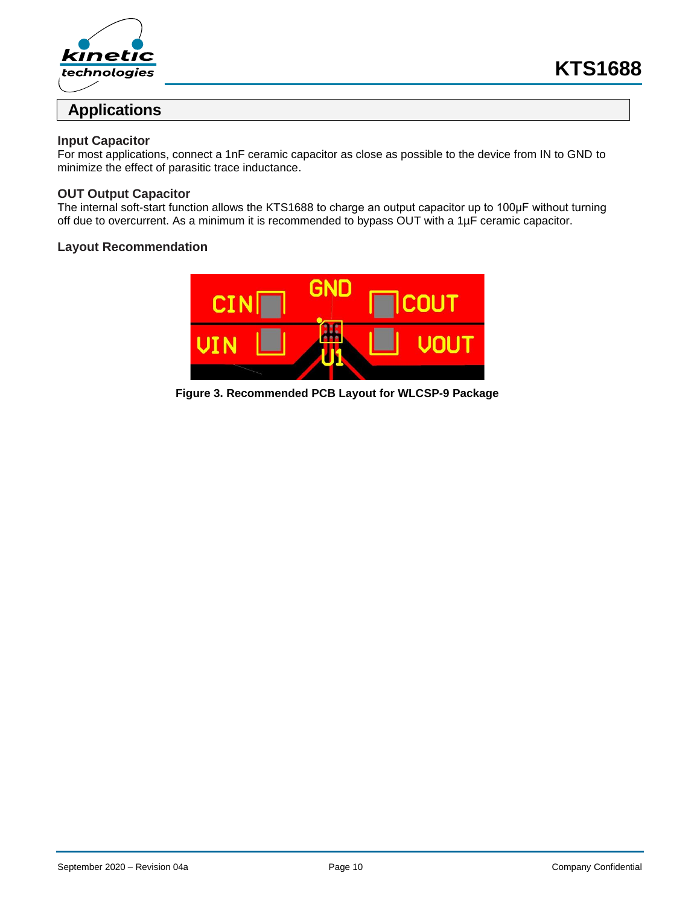## Applications

### Input Capacitor

For most applications, connect a 1nF ceramic capacitor as close as possible to the device from IN to GND to minimize the effect of parasitic trace inductance.

### OUT Output Capacitor

The internal soft-start function allows the KTS1688 to charge an output capacitor up to 100µF without turning off due to overcurrent. As a minimum it is recommended to bypass OUT with a 1µF ceramic capacitor.

### Layout Recommendation

**Figure 3. Recommended PCB Layout for WLCSP-9 Package**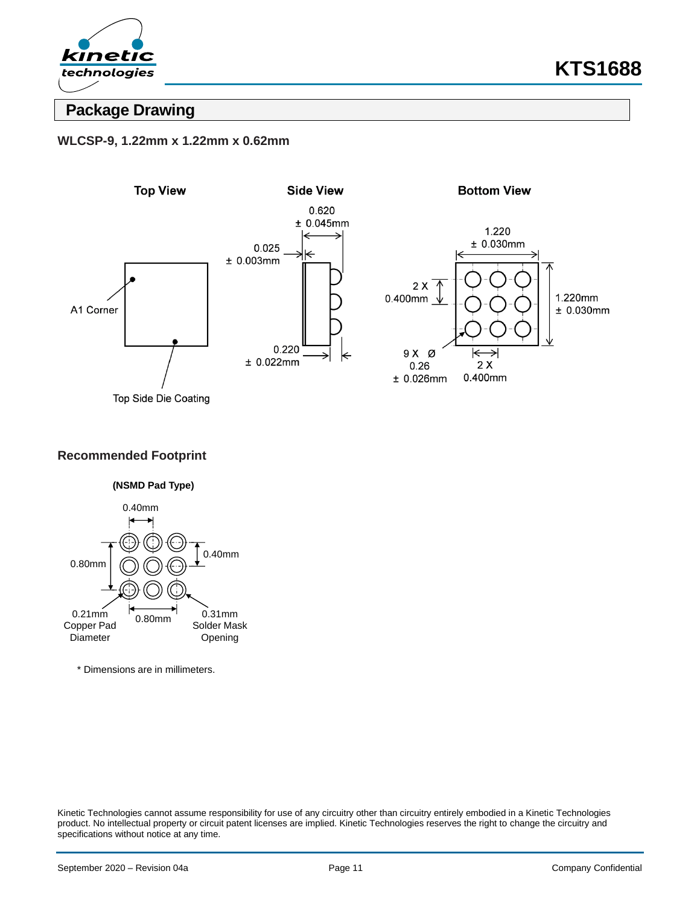## Package Drawing

**WLCSP-9, 1.22mm x 1.22mm x 0.62mm**

**Top View**

A1 Corner

Top Side Die Coating

**Side View**

0.620
± 0.045mm

0.025
± 0.003mm

0.220
± 0.022mm

**Bottom View**

1.220
± 0.030mm

2 X
0.400mm

1.220mm
± 0.030mm

9 X Ø
0.26
± 0.026mm

2 X
0.400mm

### Recommended Footprint

**(NSMD Pad Type)**

0.40mm

0.80mm

0.40mm

0.21mm
Copper Pad
Diameter

0.80mm

0.31mm
Solder Mask
Opening

* Dimensions are in millimeters.

Kinetic Technologies cannot assume responsibility for use of any circuitry other than circuitry entirely embodied in a Kinetic Technologies product. No intellectual property or circuit patent licenses are implied. Kinetic Technologies reserves the right to change the circuitry and specifications without notice at any time.